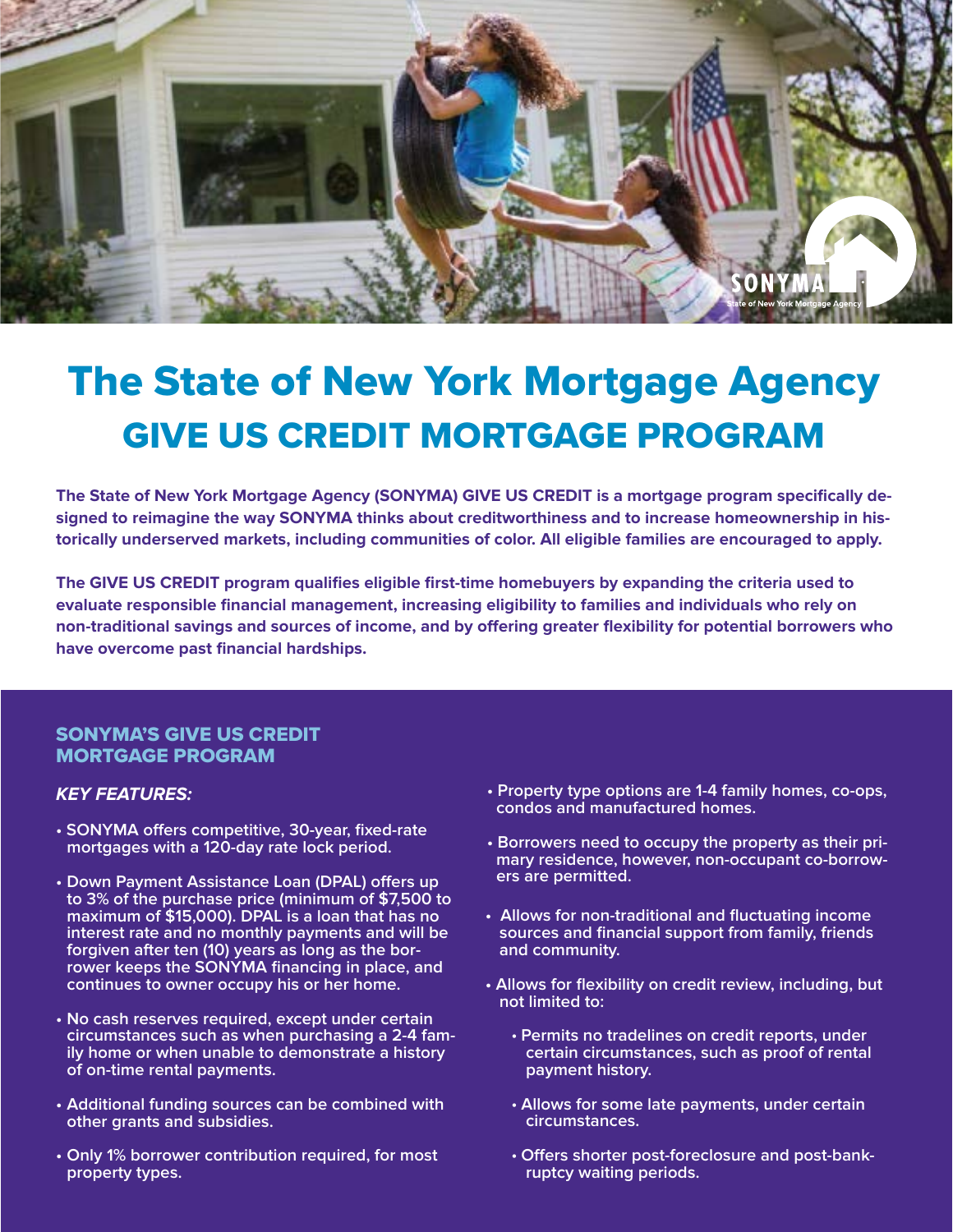# The State of New York Mortgage Agency

## GIVE US CREDIT MORTGAGE PROGRAM

**The State of New York Mortgage Agency (SONYMA) GIVE US CREDIT is a mortgage program specifically designed to reimagine the way SONYMA thinks about creditworthiness and to increase homeownership in historically underserved markets, including communities of color. All eligible families are encouraged to apply.**

**The GIVE US CREDIT program qualifies eligible first-time homebuyers by expanding the criteria used to evaluate responsible financial management, increasing eligibility to families and individuals who rely on non-traditional savings and sources of income, and by offering greater flexibility for potential borrowers who have overcome past financial hardships.**

### SONYMA'S GIVE US CREDIT MORTGAGE PROGRAM

***KEY FEATURES:***

- SONYMA offers competitive, 30-year, fixed-rate mortgages with a 120-day rate lock period.
- Down Payment Assistance Loan (DPAL) offers up to 3% of the purchase price (minimum of $7,500 to maximum of $15,000). DPAL is a loan that has no interest rate and no monthly payments and will be forgiven after ten (10) years as long as the borrower keeps the SONYMA financing in place, and continues to owner occupy his or her home.
- No cash reserves required, except under certain circumstances such as when purchasing a 2-4 family home or when unable to demonstrate a history of on-time rental payments.
- Additional funding sources can be combined with other grants and subsidies.
- Only 1% borrower contribution required, for most property types.
- Property type options are 1-4 family homes, co-ops, condos and manufactured homes.
- Borrowers need to occupy the property as their primary residence, however, non-occupant co-borrowers are permitted.
- Allows for non-traditional and fluctuating income sources and financial support from family, friends and community.
- Allows for flexibility on credit review, including, but not limited to:
  - Permits no tradelines on credit reports, under certain circumstances, such as proof of rental payment history.
  - Allows for some late payments, under certain circumstances.
  - Offers shorter post-foreclosure and post-bankruptcy waiting periods.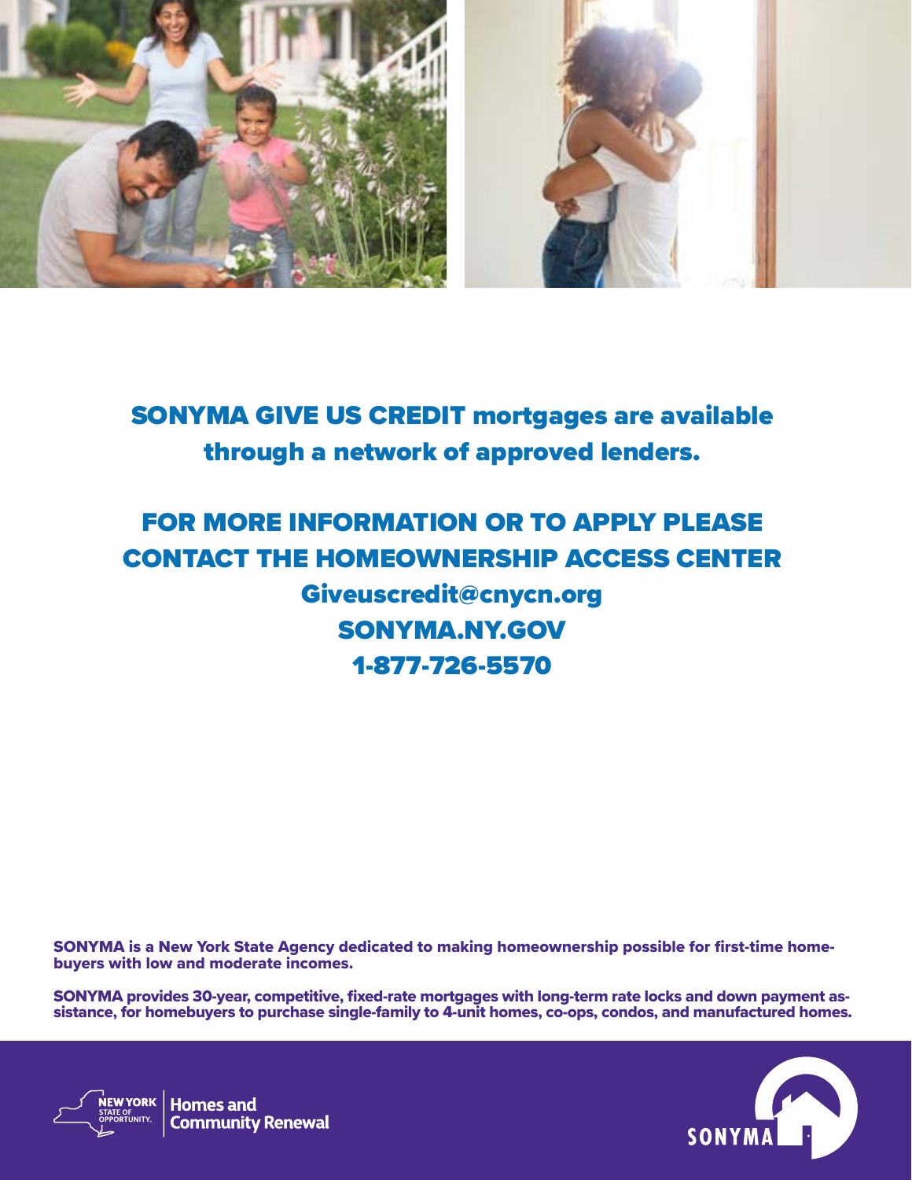## SONYMA GIVE US CREDIT mortgages are available through a network of approved lenders.

## FOR MORE INFORMATION OR TO APPLY PLEASE CONTACT THE HOMEOWNERSHIP ACCESS CENTER

**Giveuscredit@cnycn.org**

**SONYMA.NY.GOV**

**1-877-726-5570**

**SONYMA is a New York State Agency dedicated to making homeownership possible for first-time homebuyers with low and moderate incomes.**

**SONYMA provides 30-year, competitive, fixed-rate mortgages with long-term rate locks and down payment assistance, for homebuyers to purchase single-family to 4-unit homes, co-ops, condos, and manufactured homes.**

NEW YORK STATE OF OPPORTUNITY. | Homes and Community Renewal

SONYMA